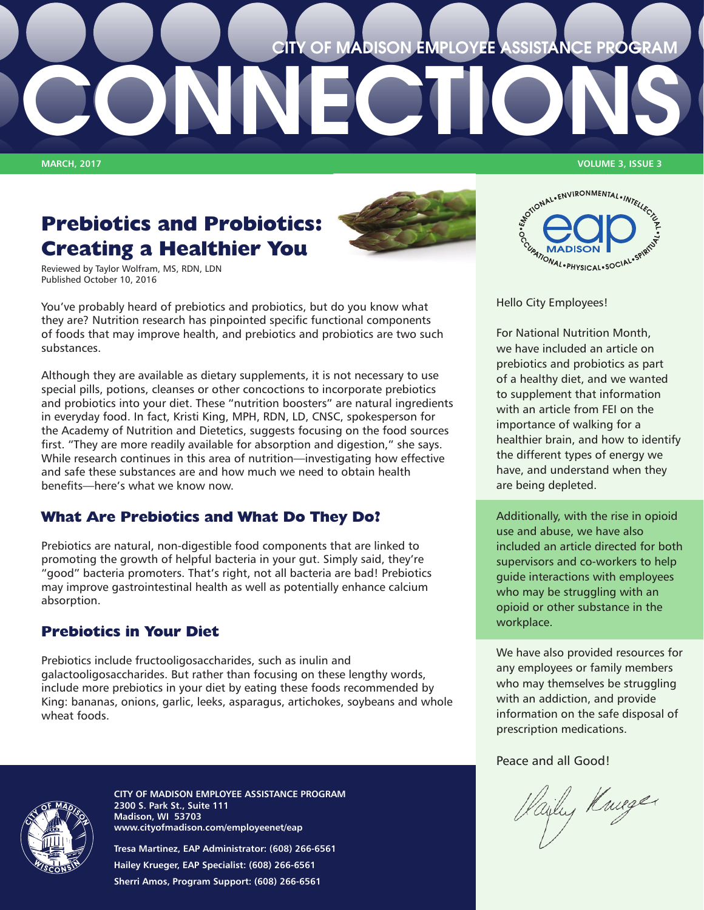# CITY OF MADISON EMPLOYEE ASSISTANCE PROGRAM CONNECTIONS

MARCH, 2017

VOLUME 3, ISSUE 3

## Prebiotics and Probiotics: Creating a Healthier You

Reviewed by Taylor Wolfram, MS, RDN, LDN
Published October 10, 2016

You've probably heard of prebiotics and probiotics, but do you know what they are? Nutrition research has pinpointed specific functional components of foods that may improve health, and prebiotics and probiotics are two such substances.

Although they are available as dietary supplements, it is not necessary to use special pills, potions, cleanses or other concoctions to incorporate prebiotics and probiotics into your diet. These "nutrition boosters" are natural ingredients in everyday food. In fact, Kristi King, MPH, RDN, LD, CNSC, spokesperson for the Academy of Nutrition and Dietetics, suggests focusing on the food sources first. "They are more readily available for absorption and digestion," she says. While research continues in this area of nutrition—investigating how effective and safe these substances are and how much we need to obtain health benefits—here's what we know now.

### What Are Prebiotics and What Do They Do?

Prebiotics are natural, non-digestible food components that are linked to promoting the growth of helpful bacteria in your gut. Simply said, they're "good" bacteria promoters. That's right, not all bacteria are bad! Prebiotics may improve gastrointestinal health as well as potentially enhance calcium absorption.

### Prebiotics in Your Diet

Prebiotics include fructooligosaccharides, such as inulin and galactooligosaccharides. But rather than focusing on these lengthy words, include more prebiotics in your diet by eating these foods recommended by King: bananas, onions, garlic, leeks, asparagus, artichokes, soybeans and whole wheat foods.

EMOTIONAL • ENVIRONMENTAL • INTELLECTUAL • SPIRITUAL • SOCIAL • PHYSICAL • OCCUPATIONAL

eap MADISON

Hello City Employees!

For National Nutrition Month, we have included an article on prebiotics and probiotics as part of a healthy diet, and we wanted to supplement that information with an article from FEI on the importance of walking for a healthier brain, and how to identify the different types of energy we have, and understand when they are being depleted.

Additionally, with the rise in opioid use and abuse, we have also included an article directed for both supervisors and co-workers to help guide interactions with employees who may be struggling with an opioid or other substance in the workplace.

We have also provided resources for any employees or family members who may themselves be struggling with an addiction, and provide information on the safe disposal of prescription medications.

Peace and all Good!

Hailey Krueger

**CITY OF MADISON EMPLOYEE ASSISTANCE PROGRAM**
**2300 S. Park St., Suite 111**
**Madison, WI 53703**
**www.cityofmadison.com/employeenet/eap**

**Tresa Martinez, EAP Administrator: (608) 266-6561**
**Hailey Krueger, EAP Specialist: (608) 266-6561**
**Sherri Amos, Program Support: (608) 266-6561**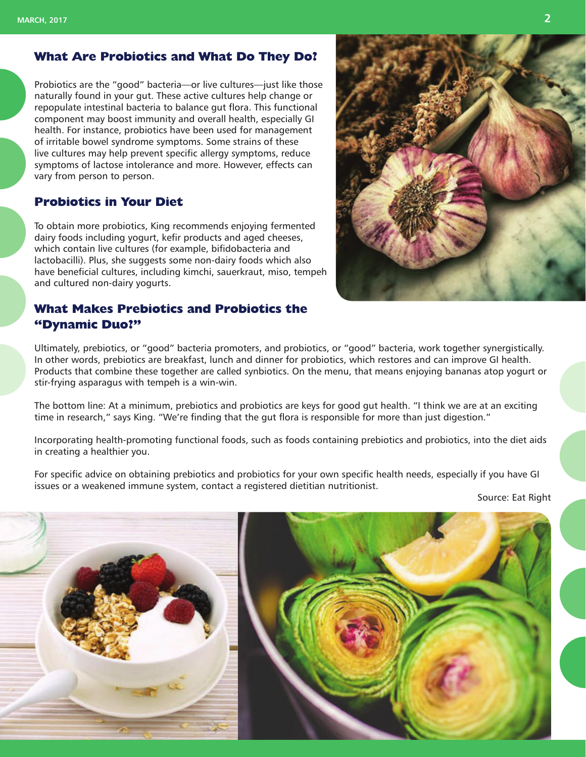## What Are Probiotics and What Do They Do?

Probiotics are the "good" bacteria—or live cultures—just like those naturally found in your gut. These active cultures help change or repopulate intestinal bacteria to balance gut flora. This functional component may boost immunity and overall health, especially GI health. For instance, probiotics have been used for management of irritable bowel syndrome symptoms. Some strains of these live cultures may help prevent specific allergy symptoms, reduce symptoms of lactose intolerance and more. However, effects can vary from person to person.

## Probiotics in Your Diet

To obtain more probiotics, King recommends enjoying fermented dairy foods including yogurt, kefir products and aged cheeses, which contain live cultures (for example, bifidobacteria and lactobacilli). Plus, she suggests some non-dairy foods which also have beneficial cultures, including kimchi, sauerkraut, miso, tempeh and cultured non-dairy yogurts.

## What Makes Prebiotics and Probiotics the "Dynamic Duo?"

Ultimately, prebiotics, or "good" bacteria promoters, and probiotics, or "good" bacteria, work together synergistically. In other words, prebiotics are breakfast, lunch and dinner for probiotics, which restores and can improve GI health. Products that combine these together are called synbiotics. On the menu, that means enjoying bananas atop yogurt or stir-frying asparagus with tempeh is a win-win.

The bottom line: At a minimum, prebiotics and probiotics are keys for good gut health. "I think we are at an exciting time in research," says King. "We're finding that the gut flora is responsible for more than just digestion."

Incorporating health-promoting functional foods, such as foods containing prebiotics and probiotics, into the diet aids in creating a healthier you.

For specific advice on obtaining prebiotics and probiotics for your own specific health needs, especially if you have GI issues or a weakened immune system, contact a registered dietitian nutritionist.

Source: Eat Right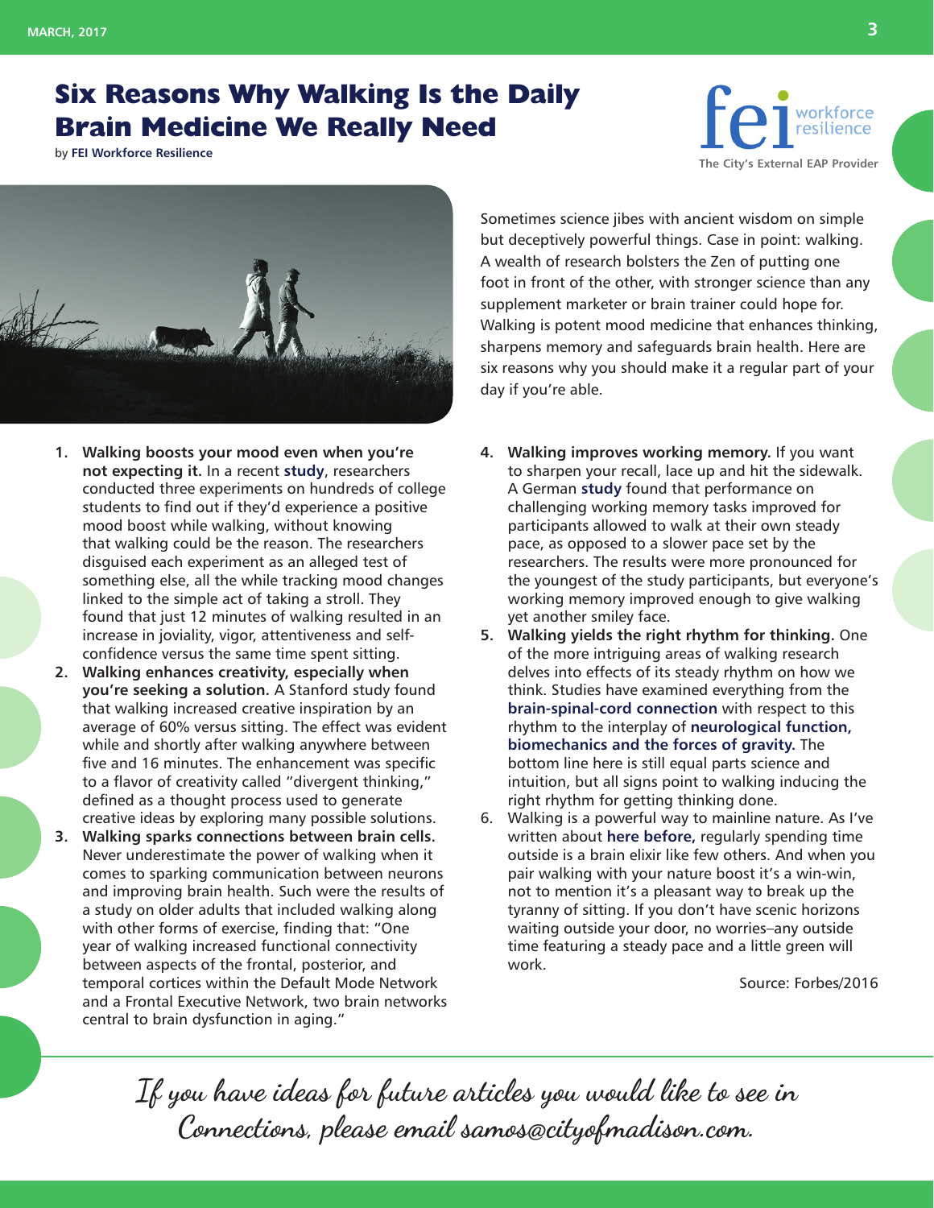# Six Reasons Why Walking Is the Daily Brain Medicine We Really Need

by **FEI Workforce Resilience**

fei workforce resilience
The City's External EAP Provider

Sometimes science jibes with ancient wisdom on simple but deceptively powerful things. Case in point: walking. A wealth of research bolsters the Zen of putting one foot in front of the other, with stronger science than any supplement marketer or brain trainer could hope for. Walking is potent mood medicine that enhances thinking, sharpens memory and safeguards brain health. Here are six reasons why you should make it a regular part of your day if you're able.

1. **Walking boosts your mood even when you're not expecting it.** In a recent **study**, researchers conducted three experiments on hundreds of college students to find out if they'd experience a positive mood boost while walking, without knowing that walking could be the reason. The researchers disguised each experiment as an alleged test of something else, all the while tracking mood changes linked to the simple act of taking a stroll. They found that just 12 minutes of walking resulted in an increase in joviality, vigor, attentiveness and self-confidence versus the same time spent sitting.
2. **Walking enhances creativity, especially when you're seeking a solution.** A Stanford study found that walking increased creative inspiration by an average of 60% versus sitting. The effect was evident while and shortly after walking anywhere between five and 16 minutes. The enhancement was specific to a flavor of creativity called "divergent thinking," defined as a thought process used to generate creative ideas by exploring many possible solutions.
3. **Walking sparks connections between brain cells.** Never underestimate the power of walking when it comes to sparking communication between neurons and improving brain health. Such were the results of a study on older adults that included walking along with other forms of exercise, finding that: "One year of walking increased functional connectivity between aspects of the frontal, posterior, and temporal cortices within the Default Mode Network and a Frontal Executive Network, two brain networks central to brain dysfunction in aging."
4. **Walking improves working memory.** If you want to sharpen your recall, lace up and hit the sidewalk. A German **study** found that performance on challenging working memory tasks improved for participants allowed to walk at their own steady pace, as opposed to a slower pace set by the researchers. The results were more pronounced for the youngest of the study participants, but everyone's working memory improved enough to give walking yet another smiley face.
5. **Walking yields the right rhythm for thinking.** One of the more intriguing areas of walking research delves into effects of its steady rhythm on how we think. Studies have examined everything from the **brain-spinal-cord connection** with respect to this rhythm to the interplay of **neurological function, biomechanics and the forces of gravity.** The bottom line here is still equal parts science and intuition, but all signs point to walking inducing the right rhythm for getting thinking done.
6. Walking is a powerful way to mainline nature. As I've written about **here before,** regularly spending time outside is a brain elixir like few others. And when you pair walking with your nature boost it's a win-win, not to mention it's a pleasant way to break up the tyranny of sitting. If you don't have scenic horizons waiting outside your door, no worries–any outside time featuring a steady pace and a little green will work.

Source: Forbes/2016

*If you have ideas for future articles you would like to see in Connections, please email samos@cityofmadison.com.*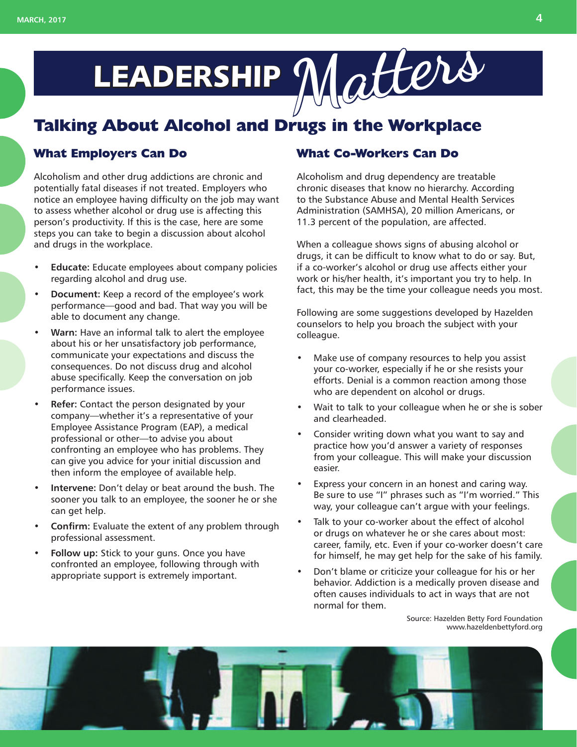# LEADERSHIP Matters

## Talking About Alcohol and Drugs in the Workplace

### What Employers Can Do

Alcoholism and other drug addictions are chronic and potentially fatal diseases if not treated. Employers who notice an employee having difficulty on the job may want to assess whether alcohol or drug use is affecting this person's productivity. If this is the case, here are some steps you can take to begin a discussion about alcohol and drugs in the workplace.

- **Educate:** Educate employees about company policies regarding alcohol and drug use.
- **Document:** Keep a record of the employee's work performance—good and bad. That way you will be able to document any change.
- **Warn:** Have an informal talk to alert the employee about his or her unsatisfactory job performance, communicate your expectations and discuss the consequences. Do not discuss drug and alcohol abuse specifically. Keep the conversation on job performance issues.
- **Refer:** Contact the person designated by your company—whether it's a representative of your Employee Assistance Program (EAP), a medical professional or other—to advise you about confronting an employee who has problems. They can give you advice for your initial discussion and then inform the employee of available help.
- **Intervene:** Don't delay or beat around the bush. The sooner you talk to an employee, the sooner he or she can get help.
- **Confirm:** Evaluate the extent of any problem through professional assessment.
- **Follow up:** Stick to your guns. Once you have confronted an employee, following through with appropriate support is extremely important.

### What Co-Workers Can Do

Alcoholism and drug dependency are treatable chronic diseases that know no hierarchy. According to the Substance Abuse and Mental Health Services Administration (SAMHSA), 20 million Americans, or 11.3 percent of the population, are affected.

When a colleague shows signs of abusing alcohol or drugs, it can be difficult to know what to do or say. But, if a co-worker's alcohol or drug use affects either your work or his/her health, it's important you try to help. In fact, this may be the time your colleague needs you most.

Following are some suggestions developed by Hazelden counselors to help you broach the subject with your colleague.

- Make use of company resources to help you assist your co-worker, especially if he or she resists your efforts. Denial is a common reaction among those who are dependent on alcohol or drugs.
- Wait to talk to your colleague when he or she is sober and clearheaded.
- Consider writing down what you want to say and practice how you'd answer a variety of responses from your colleague. This will make your discussion easier.
- Express your concern in an honest and caring way. Be sure to use "I" phrases such as "I'm worried." This way, your colleague can't argue with your feelings.
- Talk to your co-worker about the effect of alcohol or drugs on whatever he or she cares about most: career, family, etc. Even if your co-worker doesn't care for himself, he may get help for the sake of his family.
- Don't blame or criticize your colleague for his or her behavior. Addiction is a medically proven disease and often causes individuals to act in ways that are not normal for them.

Source: Hazelden Betty Ford Foundation
www.hazeldenbettyford.org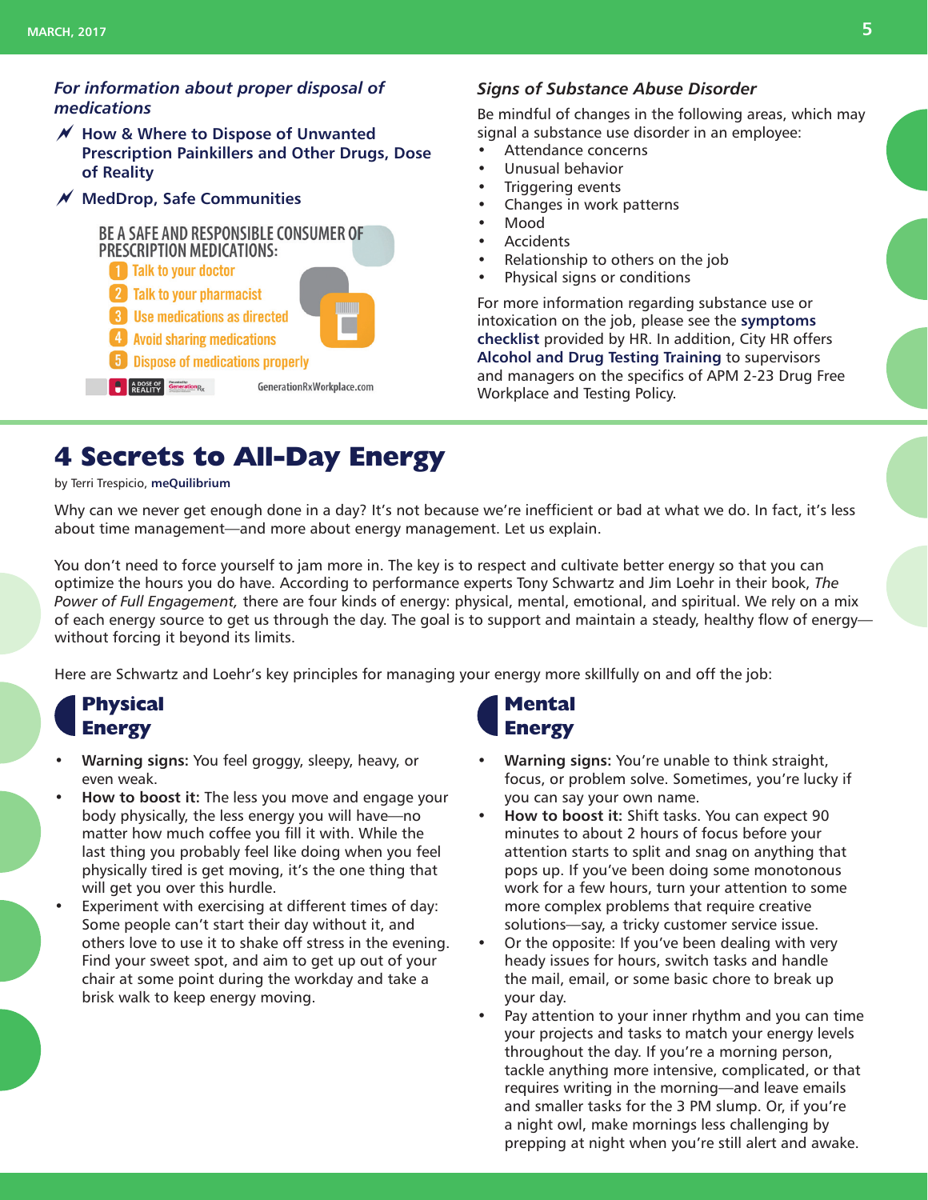*For information about proper disposal of medications*

- **How & Where to Dispose of Unwanted Prescription Painkillers and Other Drugs, Dose of Reality**
- **MedDrop, Safe Communities**

BE A SAFE AND RESPONSIBLE CONSUMER OF PRESCRIPTION MEDICATIONS:

1. Talk to your doctor
2. Talk to your pharmacist
3. Use medications as directed
4. Avoid sharing medications
5. Dispose of medications properly

A DOSE OF REALITY GenerationRx GenerationRxWorkplace.com

*Signs of Substance Abuse Disorder*

Be mindful of changes in the following areas, which may signal a substance use disorder in an employee:

- Attendance concerns
- Unusual behavior
- Triggering events
- Changes in work patterns
- Mood
- Accidents
- Relationship to others on the job
- Physical signs or conditions

For more information regarding substance use or intoxication on the job, please see the **symptoms checklist** provided by HR. In addition, City HR offers **Alcohol and Drug Testing Training** to supervisors and managers on the specifics of APM 2-23 Drug Free Workplace and Testing Policy.

# 4 Secrets to All-Day Energy

by Terri Trespicio, **meQuilibrium**

Why can we never get enough done in a day? It's not because we're inefficient or bad at what we do. In fact, it's less about time management—and more about energy management. Let us explain.

You don't need to force yourself to jam more in. The key is to respect and cultivate better energy so that you can optimize the hours you do have. According to performance experts Tony Schwartz and Jim Loehr in their book, *The Power of Full Engagement,* there are four kinds of energy: physical, mental, emotional, and spiritual. We rely on a mix of each energy source to get us through the day. The goal is to support and maintain a steady, healthy flow of energy—without forcing it beyond its limits.

Here are Schwartz and Loehr's key principles for managing your energy more skillfully on and off the job:

## Physical Energy

- **Warning signs:** You feel groggy, sleepy, heavy, or even weak.
- **How to boost it:** The less you move and engage your body physically, the less energy you will have—no matter how much coffee you fill it with. While the last thing you probably feel like doing when you feel physically tired is get moving, it's the one thing that will get you over this hurdle.
- Experiment with exercising at different times of day: Some people can't start their day without it, and others love to use it to shake off stress in the evening. Find your sweet spot, and aim to get up out of your chair at some point during the workday and take a brisk walk to keep energy moving.

## Mental Energy

- **Warning signs:** You're unable to think straight, focus, or problem solve. Sometimes, you're lucky if you can say your own name.
- **How to boost it:** Shift tasks. You can expect 90 minutes to about 2 hours of focus before your attention starts to split and snag on anything that pops up. If you've been doing some monotonous work for a few hours, turn your attention to some more complex problems that require creative solutions—say, a tricky customer service issue.
- Or the opposite: If you've been dealing with very heady issues for hours, switch tasks and handle the mail, email, or some basic chore to break up your day.
- Pay attention to your inner rhythm and you can time your projects and tasks to match your energy levels throughout the day. If you're a morning person, tackle anything more intensive, complicated, or that requires writing in the morning—and leave emails and smaller tasks for the 3 PM slump. Or, if you're a night owl, make mornings less challenging by prepping at night when you're still alert and awake.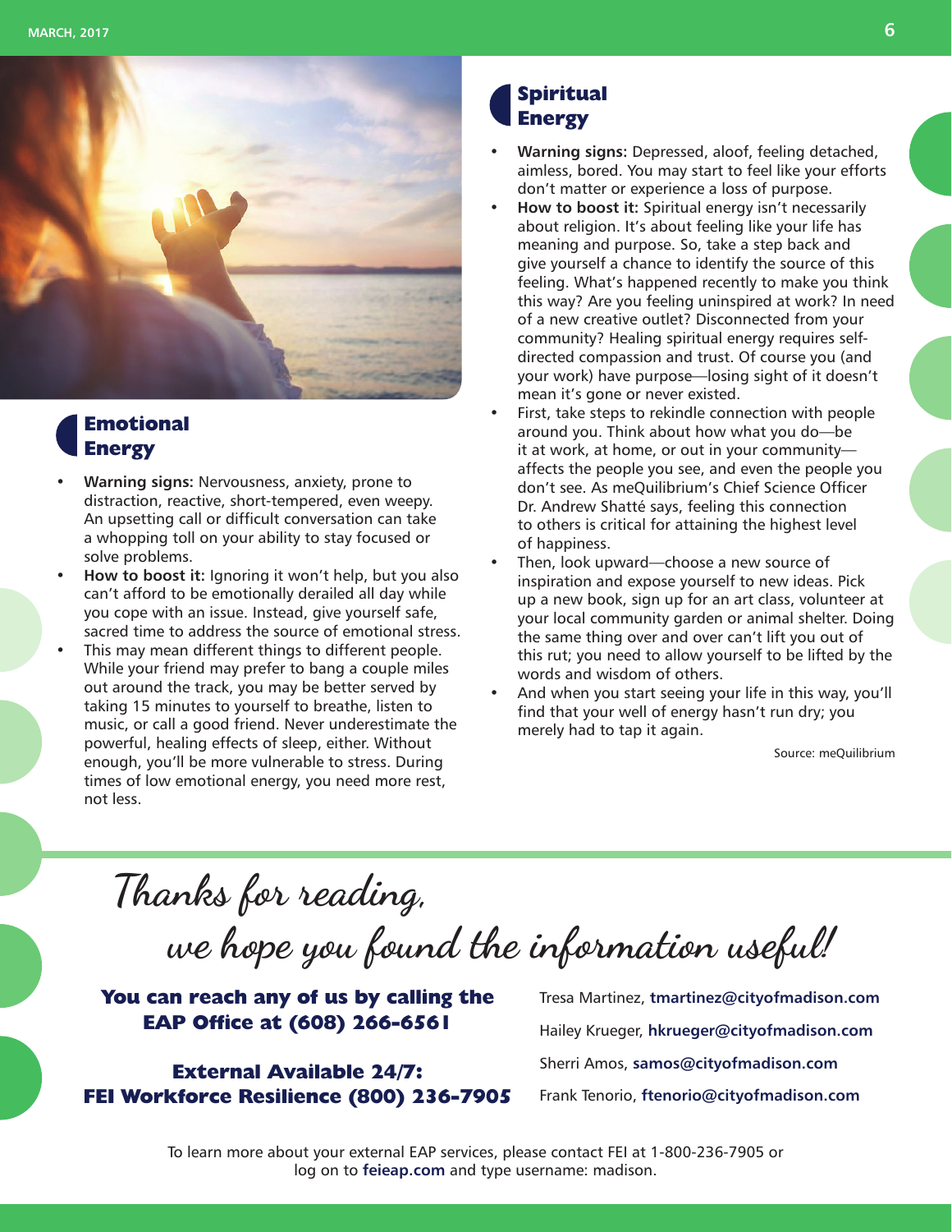## Emotional Energy

- **Warning signs:** Nervousness, anxiety, prone to distraction, reactive, short-tempered, even weepy. An upsetting call or difficult conversation can take a whopping toll on your ability to stay focused or solve problems.
- **How to boost it:** Ignoring it won't help, but you also can't afford to be emotionally derailed all day while you cope with an issue. Instead, give yourself safe, sacred time to address the source of emotional stress.
- This may mean different things to different people. While your friend may prefer to bang a couple miles out around the track, you may be better served by taking 15 minutes to yourself to breathe, listen to music, or call a good friend. Never underestimate the powerful, healing effects of sleep, either. Without enough, you'll be more vulnerable to stress. During times of low emotional energy, you need more rest, not less.

## Spiritual Energy

- **Warning signs:** Depressed, aloof, feeling detached, aimless, bored. You may start to feel like your efforts don't matter or experience a loss of purpose.
- **How to boost it:** Spiritual energy isn't necessarily about religion. It's about feeling like your life has meaning and purpose. So, take a step back and give yourself a chance to identify the source of this feeling. What's happened recently to make you think this way? Are you feeling uninspired at work? In need of a new creative outlet? Disconnected from your community? Healing spiritual energy requires self-directed compassion and trust. Of course you (and your work) have purpose—losing sight of it doesn't mean it's gone or never existed.
- First, take steps to rekindle connection with people around you. Think about how what you do—be it at work, at home, or out in your community—affects the people you see, and even the people you don't see. As meQuilibrium's Chief Science Officer Dr. Andrew Shatté says, feeling this connection to others is critical for attaining the highest level of happiness.
- Then, look upward—choose a new source of inspiration and expose yourself to new ideas. Pick up a new book, sign up for an art class, volunteer at your local community garden or animal shelter. Doing the same thing over and over can't lift you out of this rut; you need to allow yourself to be lifted by the words and wisdom of others.
- And when you start seeing your life in this way, you'll find that your well of energy hasn't run dry; you merely had to tap it again.

Source: meQuilibrium

*Thanks for reading, we hope you found the information useful!*

**You can reach any of us by calling the EAP Office at (608) 266-6561**

**External Available 24/7: FEI Workforce Resilience (800) 236-7905**

Tresa Martinez, **tmartinez@cityofmadison.com**

Hailey Krueger, **hkrueger@cityofmadison.com**

Sherri Amos, **samos@cityofmadison.com**

Frank Tenorio, **ftenorio@cityofmadison.com**

To learn more about your external EAP services, please contact FEI at 1-800-236-7905 or log on to **feieap.com** and type username: madison.